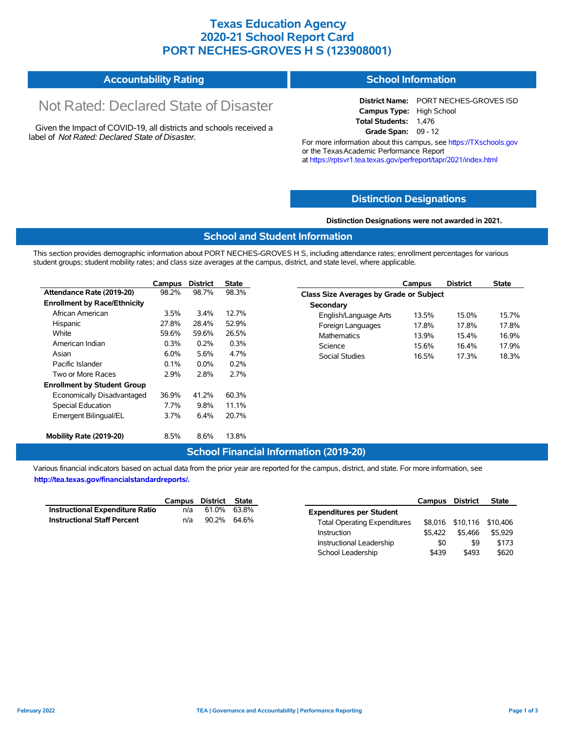# Texas Education Agency
# 2020-21 School Report Card
# PORT NECHES-GROVES H S (123908001)

## Accountability Rating

Not Rated: Declared State of Disaster

Given the Impact of COVID-19, all districts and schools received a label of *Not Rated: Declared State of Disaster*.

## School Information

**District Name:** PORT NECHES-GROVES ISD
**Campus Type:** High School
**Total Students:** 1,476
**Grade Span:** 09 - 12

For more information about this campus, see https://TXschools.gov or the Texas Academic Performance Report at https://rptsvr1.tea.texas.gov/perfreport/tapr/2021/index.html

## Distinction Designations

**Distinction Designations were not awarded in 2021.**

## School and Student Information

This section provides demographic information about PORT NECHES-GROVES H S, including attendance rates; enrollment percentages for various student groups; student mobility rates; and class size averages at the campus, district, and state level, where applicable.

| | Campus | District | State |
|---|---|---|---|
| **Attendance Rate (2019-20)** | 98.2% | 98.7% | 98.3% |
| **Enrollment by Race/Ethnicity** | | | |
| African American | 3.5% | 3.4% | 12.7% |
| Hispanic | 27.8% | 28.4% | 52.9% |
| White | 59.6% | 59.6% | 26.5% |
| American Indian | 0.3% | 0.2% | 0.3% |
| Asian | 6.0% | 5.6% | 4.7% |
| Pacific Islander | 0.1% | 0.0% | 0.2% |
| Two or More Races | 2.9% | 2.8% | 2.7% |
| **Enrollment by Student Group** | | | |
| Economically Disadvantaged | 36.9% | 41.2% | 60.3% |
| Special Education | 7.7% | 9.8% | 11.1% |
| Emergent Bilingual/EL | 3.7% | 6.4% | 20.7% |
| **Mobility Rate (2019-20)** | 8.5% | 8.6% | 13.8% |

| | Campus | District | State |
|---|---|---|---|
| **Class Size Averages by Grade or Subject** | | | |
| **Secondary** | | | |
| English/Language Arts | 13.5% | 15.0% | 15.7% |
| Foreign Languages | 17.8% | 17.8% | 17.8% |
| Mathematics | 13.9% | 15.4% | 16.9% |
| Science | 15.6% | 16.4% | 17.9% |
| Social Studies | 16.5% | 17.3% | 18.3% |

## School Financial Information (2019-20)

Various financial indicators based on actual data from the prior year are reported for the campus, district, and state. For more information, see **http://tea.texas.gov/financialstandardreports/.**

| | Campus | District | State |
|---|---|---|---|
| **Instructional Expenditure Ratio** | n/a | 61.0% | 63.8% |
| **Instructional Staff Percent** | n/a | 90.2% | 64.6% |

| | Campus | District | State |
|---|---|---|---|
| **Expenditures per Student** | | | |
| Total Operating Expenditures | $8,016 | $10,116 | $10,406 |
| Instruction | $5,422 | $5,466 | $5,929 |
| Instructional Leadership | $0 | $9 | $173 |
| School Leadership | $439 | $493 | $620 |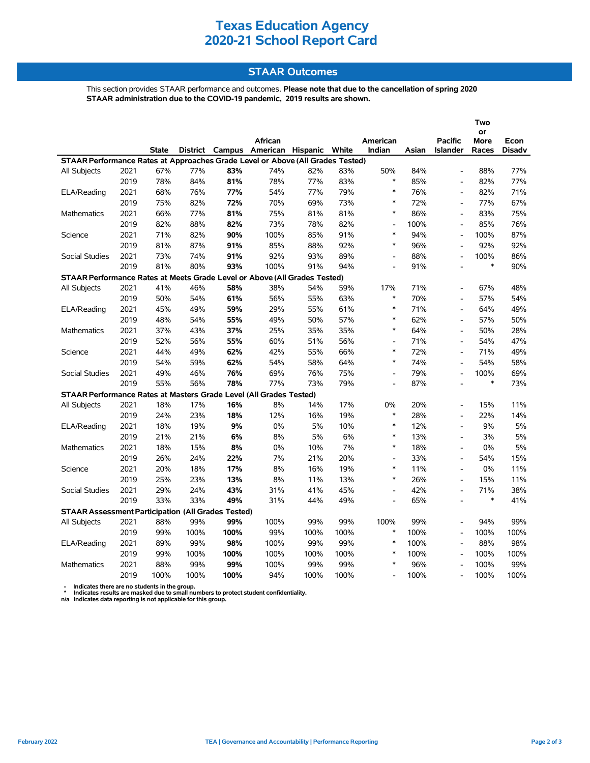# Texas Education Agency
# 2020-21 School Report Card

## STAAR Outcomes

This section provides STAAR performance and outcomes. **Please note that due to the cancellation of spring 2020 STAAR administration due to the COVID-19 pandemic, 2019 results are shown.**

| | | State | District | Campus | African American | Hispanic | White | American Indian | Asian | Pacific Islander | Two or More Races | Econ Disadv |
|---|---|---|---|---|---|---|---|---|---|---|---|---|
| **STAAR Performance Rates at Approaches Grade Level or Above (All Grades Tested)** | | | | | | | | | | | | |
| All Subjects | 2021 | 67% | 77% | **83%** | 74% | 82% | 83% | 50% | 84% | - | 88% | 77% |
| | 2019 | 78% | 84% | **81%** | 78% | 77% | 83% | * | 85% | - | 82% | 77% |
| ELA/Reading | 2021 | 68% | 76% | **77%** | 54% | 77% | 79% | * | 76% | - | 82% | 71% |
| | 2019 | 75% | 82% | **72%** | 70% | 69% | 73% | * | 72% | - | 77% | 67% |
| Mathematics | 2021 | 66% | 77% | **81%** | 75% | 81% | 81% | * | 86% | - | 83% | 75% |
| | 2019 | 82% | 88% | **82%** | 73% | 78% | 82% | - | 100% | - | 85% | 76% |
| Science | 2021 | 71% | 82% | **90%** | 100% | 85% | 91% | * | 94% | - | 100% | 87% |
| | 2019 | 81% | 87% | **91%** | 85% | 88% | 92% | * | 96% | - | 92% | 92% |
| Social Studies | 2021 | 73% | 74% | **91%** | 92% | 93% | 89% | - | 88% | - | 100% | 86% |
| | 2019 | 81% | 80% | **93%** | 100% | 91% | 94% | - | 91% | - | * | 90% |
| **STAAR Performance Rates at Meets Grade Level or Above (All Grades Tested)** | | | | | | | | | | | | |
| All Subjects | 2021 | 41% | 46% | **58%** | 38% | 54% | 59% | 17% | 71% | - | 67% | 48% |
| | 2019 | 50% | 54% | **61%** | 56% | 55% | 63% | * | 70% | - | 57% | 54% |
| ELA/Reading | 2021 | 45% | 49% | **59%** | 29% | 55% | 61% | * | 71% | - | 64% | 49% |
| | 2019 | 48% | 54% | **55%** | 49% | 50% | 57% | * | 62% | - | 57% | 50% |
| Mathematics | 2021 | 37% | 43% | **37%** | 25% | 35% | 35% | * | 64% | - | 50% | 28% |
| | 2019 | 52% | 56% | **55%** | 60% | 51% | 56% | - | 71% | - | 54% | 47% |
| Science | 2021 | 44% | 49% | **62%** | 42% | 55% | 66% | * | 72% | - | 71% | 49% |
| | 2019 | 54% | 59% | **62%** | 54% | 58% | 64% | * | 74% | - | 54% | 58% |
| Social Studies | 2021 | 49% | 46% | **76%** | 69% | 76% | 75% | - | 79% | - | 100% | 69% |
| | 2019 | 55% | 56% | **78%** | 77% | 73% | 79% | - | 87% | - | * | 73% |
| **STAAR Performance Rates at Masters Grade Level (All Grades Tested)** | | | | | | | | | | | | |
| All Subjects | 2021 | 18% | 17% | **16%** | 8% | 14% | 17% | 0% | 20% | - | 15% | 11% |
| | 2019 | 24% | 23% | **18%** | 12% | 16% | 19% | * | 28% | - | 22% | 14% |
| ELA/Reading | 2021 | 18% | 19% | **9%** | 0% | 5% | 10% | * | 12% | - | 9% | 5% |
| | 2019 | 21% | 21% | **6%** | 8% | 5% | 6% | * | 13% | - | 3% | 5% |
| Mathematics | 2021 | 18% | 15% | **8%** | 0% | 10% | 7% | * | 18% | - | 0% | 5% |
| | 2019 | 26% | 24% | **22%** | 7% | 21% | 20% | - | 33% | - | 54% | 15% |
| Science | 2021 | 20% | 18% | **17%** | 8% | 16% | 19% | * | 11% | - | 0% | 11% |
| | 2019 | 25% | 23% | **13%** | 8% | 11% | 13% | * | 26% | - | 15% | 11% |
| Social Studies | 2021 | 29% | 24% | **43%** | 31% | 41% | 45% | - | 42% | - | 71% | 38% |
| | 2019 | 33% | 33% | **49%** | 31% | 44% | 49% | - | 65% | - | * | 41% |
| **STAAR Assessment Participation (All Grades Tested)** | | | | | | | | | | | | |
| All Subjects | 2021 | 88% | 99% | **99%** | 100% | 99% | 99% | 100% | 99% | - | 94% | 99% |
| | 2019 | 99% | 100% | **100%** | 99% | 100% | 100% | * | 100% | - | 100% | 100% |
| ELA/Reading | 2021 | 89% | 99% | **98%** | 100% | 99% | 99% | * | 100% | - | 88% | 98% |
| | 2019 | 99% | 100% | **100%** | 100% | 100% | 100% | * | 100% | - | 100% | 100% |
| Mathematics | 2021 | 88% | 99% | **99%** | 100% | 99% | 99% | * | 96% | - | 100% | 99% |
| | 2019 | 100% | 100% | **100%** | 94% | 100% | 100% | - | 100% | - | 100% | 100% |

- Indicates there are no students in the group.
* Indicates results are masked due to small numbers to protect student confidentiality.
n/a Indicates data reporting is not applicable for this group.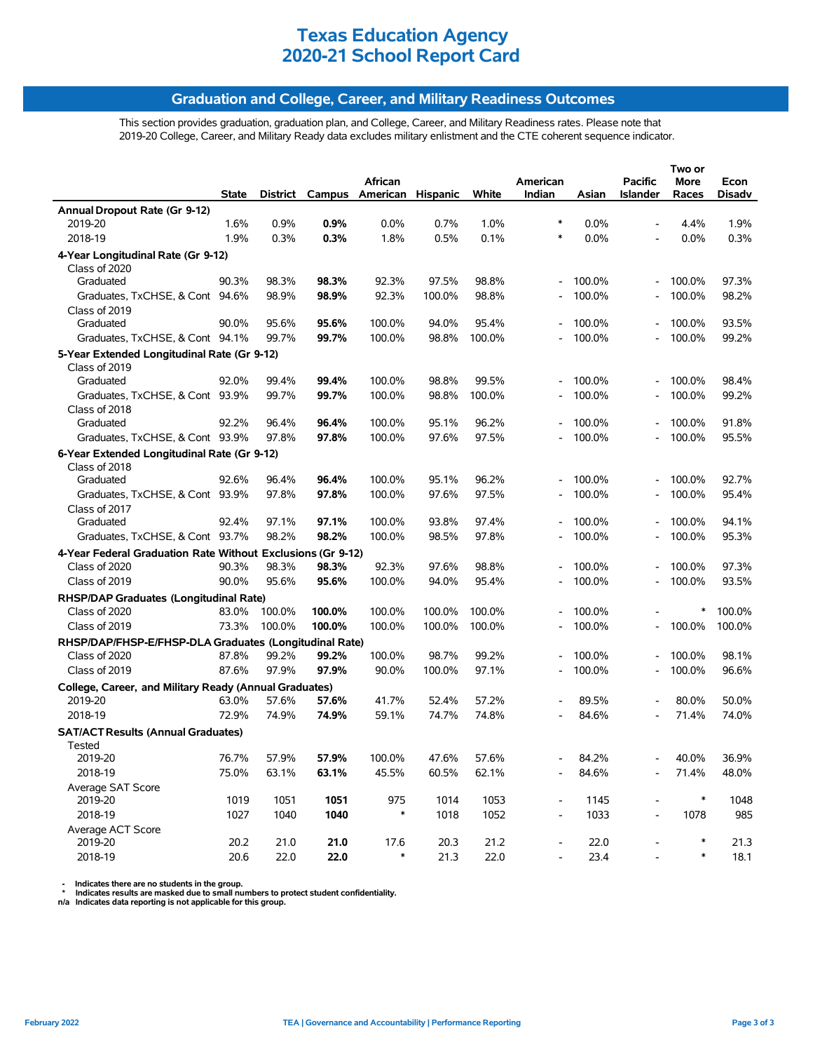# Texas Education Agency
# 2020-21 School Report Card

## Graduation and College, Career, and Military Readiness Outcomes

This section provides graduation, graduation plan, and College, Career, and Military Readiness rates. Please note that 2019-20 College, Career, and Military Ready data excludes military enlistment and the CTE coherent sequence indicator.

| | State | District | Campus | African American | Hispanic | White | American Indian | Asian | Pacific Islander | Two or More Races | Econ Disadv |
|---|---|---|---|---|---|---|---|---|---|---|---|
| **Annual Dropout Rate (Gr 9-12)** | | | | | | | | | | | |
| 2019-20 | 1.6% | 0.9% | **0.9%** | 0.0% | 0.7% | 1.0% | * | 0.0% | - | 4.4% | 1.9% |
| 2018-19 | 1.9% | 0.3% | **0.3%** | 1.8% | 0.5% | 0.1% | * | 0.0% | - | 0.0% | 0.3% |
| **4-Year Longitudinal Rate (Gr 9-12)** | | | | | | | | | | | |
| Class of 2020 | | | | | | | | | | | |
| Graduated | 90.3% | 98.3% | **98.3%** | 92.3% | 97.5% | 98.8% | - | 100.0% | - | 100.0% | 97.3% |
| Graduates, TxCHSE, & Cont | 94.6% | 98.9% | **98.9%** | 92.3% | 100.0% | 98.8% | - | 100.0% | - | 100.0% | 98.2% |
| Class of 2019 | | | | | | | | | | | |
| Graduated | 90.0% | 95.6% | **95.6%** | 100.0% | 94.0% | 95.4% | - | 100.0% | - | 100.0% | 93.5% |
| Graduates, TxCHSE, & Cont | 94.1% | 99.7% | **99.7%** | 100.0% | 98.8% | 100.0% | - | 100.0% | - | 100.0% | 99.2% |
| **5-Year Extended Longitudinal Rate (Gr 9-12)** | | | | | | | | | | | |
| Class of 2019 | | | | | | | | | | | |
| Graduated | 92.0% | 99.4% | **99.4%** | 100.0% | 98.8% | 99.5% | - | 100.0% | - | 100.0% | 98.4% |
| Graduates, TxCHSE, & Cont | 93.9% | 99.7% | **99.7%** | 100.0% | 98.8% | 100.0% | - | 100.0% | - | 100.0% | 99.2% |
| Class of 2018 | | | | | | | | | | | |
| Graduated | 92.2% | 96.4% | **96.4%** | 100.0% | 95.1% | 96.2% | - | 100.0% | - | 100.0% | 91.8% |
| Graduates, TxCHSE, & Cont | 93.9% | 97.8% | **97.8%** | 100.0% | 97.6% | 97.5% | - | 100.0% | - | 100.0% | 95.5% |
| **6-Year Extended Longitudinal Rate (Gr 9-12)** | | | | | | | | | | | |
| Class of 2018 | | | | | | | | | | | |
| Graduated | 92.6% | 96.4% | **96.4%** | 100.0% | 95.1% | 96.2% | - | 100.0% | - | 100.0% | 92.7% |
| Graduates, TxCHSE, & Cont | 93.9% | 97.8% | **97.8%** | 100.0% | 97.6% | 97.5% | - | 100.0% | - | 100.0% | 95.4% |
| Class of 2017 | | | | | | | | | | | |
| Graduated | 92.4% | 97.1% | **97.1%** | 100.0% | 93.8% | 97.4% | - | 100.0% | - | 100.0% | 94.1% |
| Graduates, TxCHSE, & Cont | 93.7% | 98.2% | **98.2%** | 100.0% | 98.5% | 97.8% | - | 100.0% | - | 100.0% | 95.3% |
| **4-Year Federal Graduation Rate Without Exclusions (Gr 9-12)** | | | | | | | | | | | |
| Class of 2020 | 90.3% | 98.3% | **98.3%** | 92.3% | 97.6% | 98.8% | - | 100.0% | - | 100.0% | 97.3% |
| Class of 2019 | 90.0% | 95.6% | **95.6%** | 100.0% | 94.0% | 95.4% | - | 100.0% | - | 100.0% | 93.5% |
| **RHSP/DAP Graduates (Longitudinal Rate)** | | | | | | | | | | | |
| Class of 2020 | 83.0% | 100.0% | **100.0%** | 100.0% | 100.0% | 100.0% | - | 100.0% | - | * | 100.0% |
| Class of 2019 | 73.3% | 100.0% | **100.0%** | 100.0% | 100.0% | 100.0% | - | 100.0% | - | 100.0% | 100.0% |
| **RHSP/DAP/FHSP-E/FHSP-DLA Graduates (Longitudinal Rate)** | | | | | | | | | | | |
| Class of 2020 | 87.8% | 99.2% | **99.2%** | 100.0% | 98.7% | 99.2% | - | 100.0% | - | 100.0% | 98.1% |
| Class of 2019 | 87.6% | 97.9% | **97.9%** | 90.0% | 100.0% | 97.1% | - | 100.0% | - | 100.0% | 96.6% |
| **College, Career, and Military Ready (Annual Graduates)** | | | | | | | | | | | |
| 2019-20 | 63.0% | 57.6% | **57.6%** | 41.7% | 52.4% | 57.2% | - | 89.5% | - | 80.0% | 50.0% |
| 2018-19 | 72.9% | 74.9% | **74.9%** | 59.1% | 74.7% | 74.8% | - | 84.6% | - | 71.4% | 74.0% |
| **SAT/ACT Results (Annual Graduates)** | | | | | | | | | | | |
| Tested | | | | | | | | | | | |
| 2019-20 | 76.7% | 57.9% | **57.9%** | 100.0% | 47.6% | 57.6% | - | 84.2% | - | 40.0% | 36.9% |
| 2018-19 | 75.0% | 63.1% | **63.1%** | 45.5% | 60.5% | 62.1% | - | 84.6% | - | 71.4% | 48.0% |
| Average SAT Score | | | | | | | | | | | |
| 2019-20 | 1019 | 1051 | **1051** | 975 | 1014 | 1053 | - | 1145 | - | * | 1048 |
| 2018-19 | 1027 | 1040 | **1040** | * | 1018 | 1052 | - | 1033 | - | 1078 | 985 |
| Average ACT Score | | | | | | | | | | | |
| 2019-20 | 20.2 | 21.0 | **21.0** | 17.6 | 20.3 | 21.2 | - | 22.0 | - | * | 21.3 |
| 2018-19 | 20.6 | 22.0 | **22.0** | * | 21.3 | 22.0 | - | 23.4 | - | * | 18.1 |

- Indicates there are no students in the group.
\* Indicates results are masked due to small numbers to protect student confidentiality.
n/a Indicates data reporting is not applicable for this group.